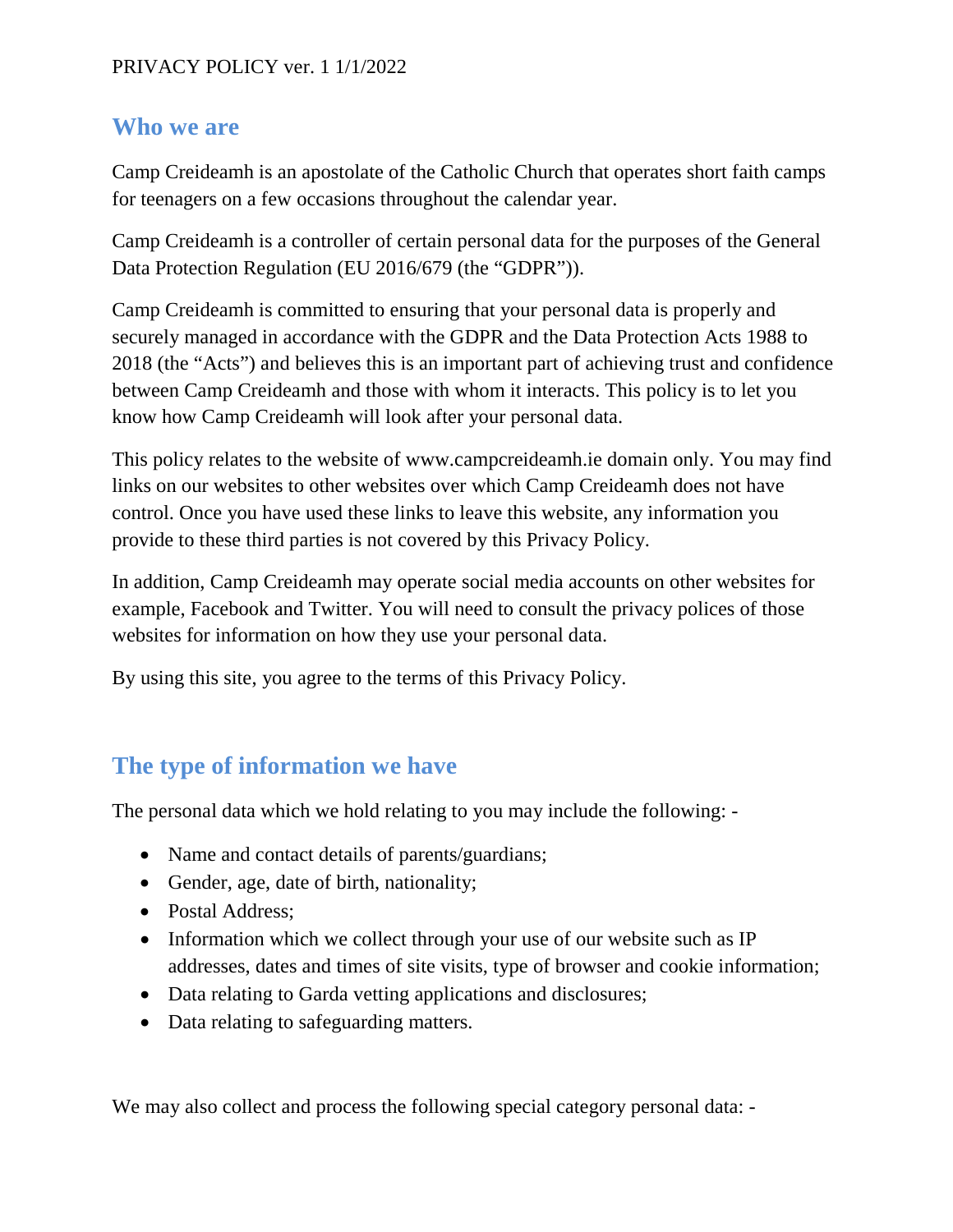PRIVACY POLICY ver. 1 1/1/2022

## Who we are

Camp Creideamh is an apostolate of the Catholic Church that operates short faith camps for teenagers on a few occasions throughout the calendar year.

Camp Creideamh is a controller of certain personal data for the purposes of the General Data Protection Regulation (EU 2016/679 (the "GDPR")).

Camp Creideamh is committed to ensuring that your personal data is properly and securely managed in accordance with the GDPR and the Data Protection Acts 1988 to 2018 (the "Acts") and believes this is an important part of achieving trust and confidence between Camp Creideamh and those with whom it interacts. This policy is to let you know how Camp Creideamh will look after your personal data.

This policy relates to the website of www.campcreideamh.ie domain only. You may find links on our websites to other websites over which Camp Creideamh does not have control. Once you have used these links to leave this website, any information you provide to these third parties is not covered by this Privacy Policy.

In addition, Camp Creideamh may operate social media accounts on other websites for example, Facebook and Twitter. You will need to consult the privacy polices of those websites for information on how they use your personal data.

By using this site, you agree to the terms of this Privacy Policy.

## The type of information we have

The personal data which we hold relating to you may include the following: -

- Name and contact details of parents/guardians;
- Gender, age, date of birth, nationality;
- Postal Address;
- Information which we collect through your use of our website such as IP addresses, dates and times of site visits, type of browser and cookie information;
- Data relating to Garda vetting applications and disclosures;
- Data relating to safeguarding matters.

We may also collect and process the following special category personal data: -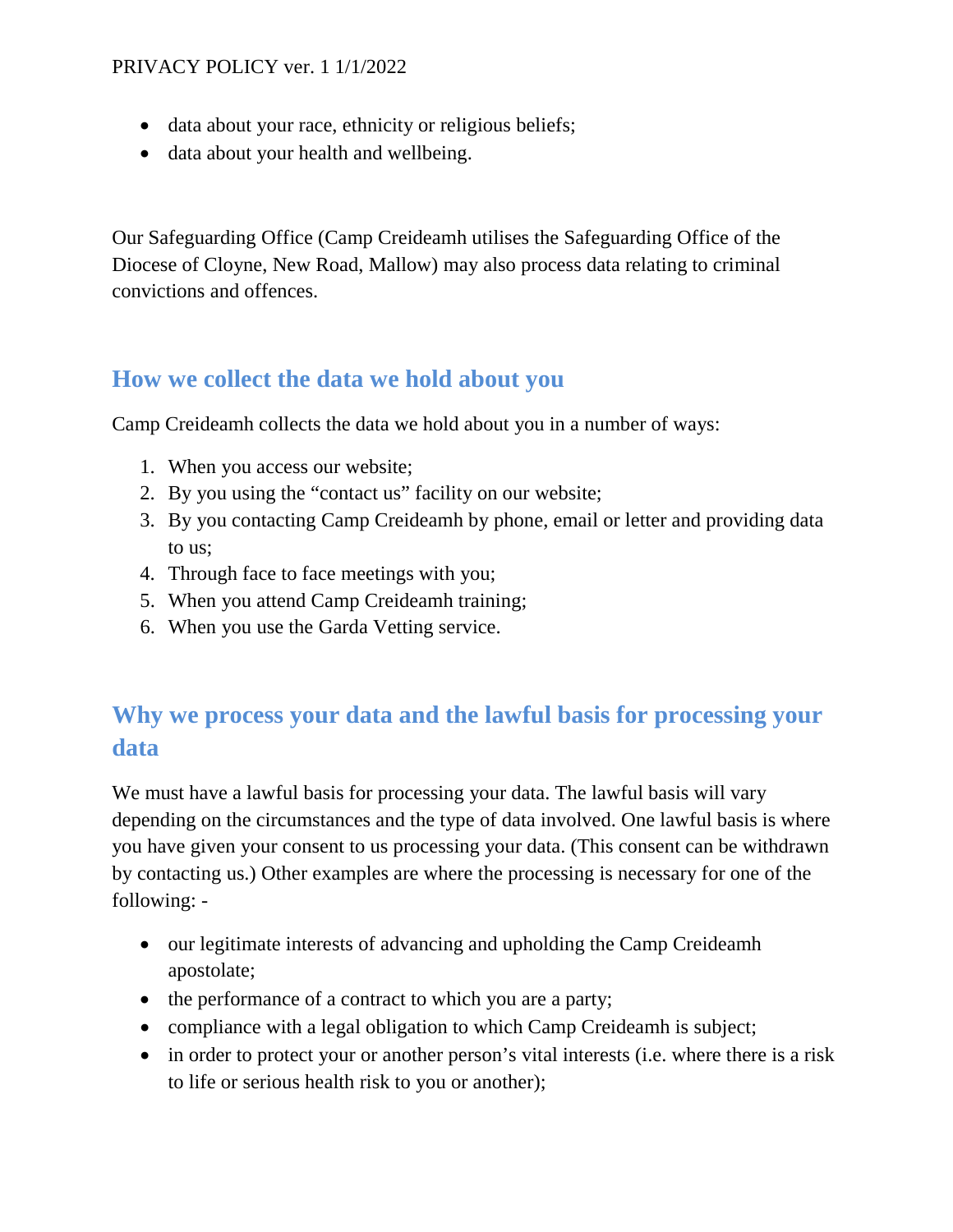- data about your race, ethnicity or religious beliefs;
- data about your health and wellbeing.

Our Safeguarding Office (Camp Creideamh utilises the Safeguarding Office of the Diocese of Cloyne, New Road, Mallow) may also process data relating to criminal convictions and offences.

## How we collect the data we hold about you

Camp Creideamh collects the data we hold about you in a number of ways:

1. When you access our website;
2. By you using the "contact us" facility on our website;
3. By you contacting Camp Creideamh by phone, email or letter and providing data to us;
4. Through face to face meetings with you;
5. When you attend Camp Creideamh training;
6. When you use the Garda Vetting service.

## Why we process your data and the lawful basis for processing your data

We must have a lawful basis for processing your data. The lawful basis will vary depending on the circumstances and the type of data involved. One lawful basis is where you have given your consent to us processing your data. (This consent can be withdrawn by contacting us.) Other examples are where the processing is necessary for one of the following: -

- our legitimate interests of advancing and upholding the Camp Creideamh apostolate;
- the performance of a contract to which you are a party;
- compliance with a legal obligation to which Camp Creideamh is subject;
- in order to protect your or another person's vital interests (i.e. where there is a risk to life or serious health risk to you or another);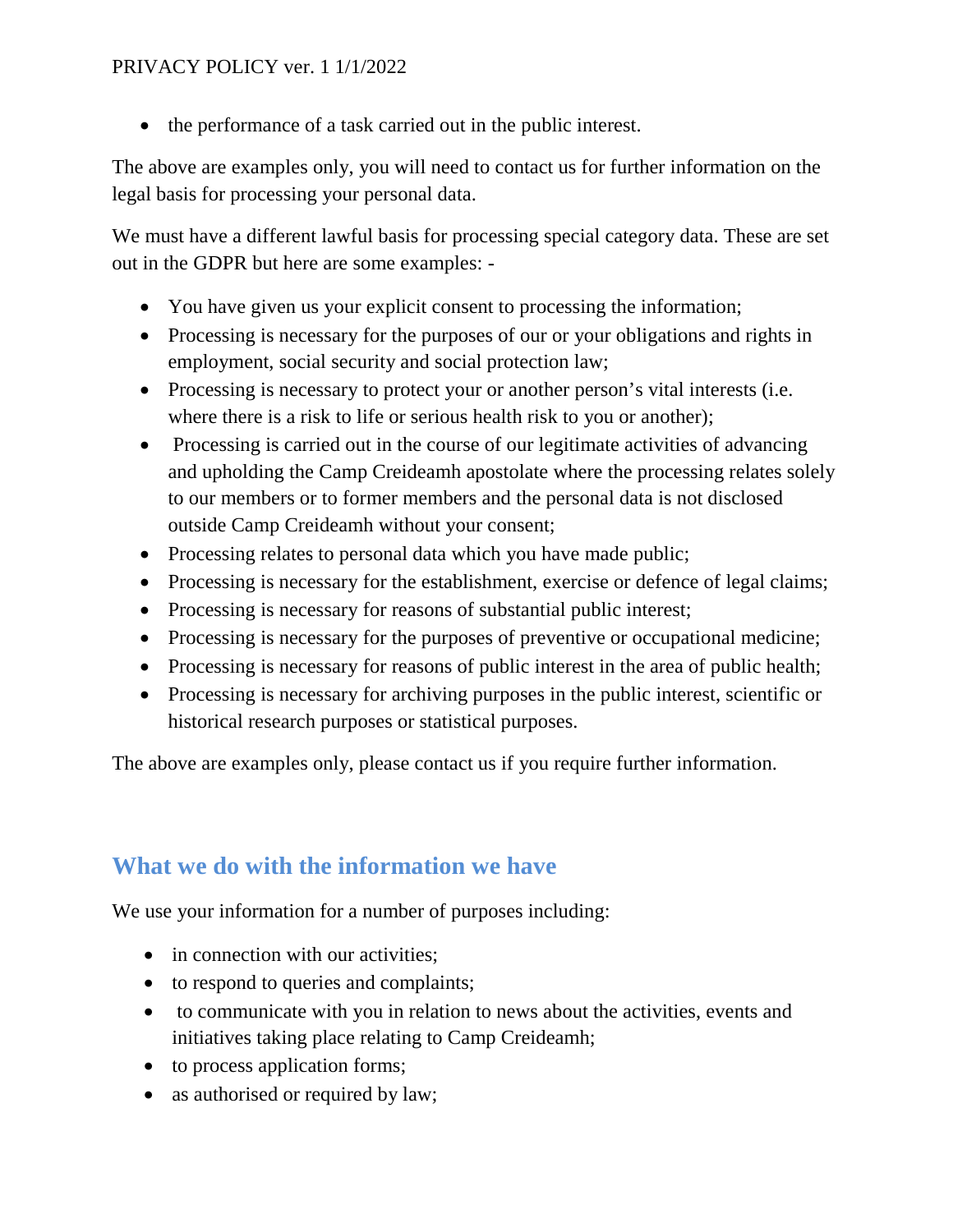- the performance of a task carried out in the public interest.

The above are examples only, you will need to contact us for further information on the legal basis for processing your personal data.

We must have a different lawful basis for processing special category data. These are set out in the GDPR but here are some examples: -

- You have given us your explicit consent to processing the information;
- Processing is necessary for the purposes of our or your obligations and rights in employment, social security and social protection law;
- Processing is necessary to protect your or another person's vital interests (i.e. where there is a risk to life or serious health risk to you or another);
- Processing is carried out in the course of our legitimate activities of advancing and upholding the Camp Creideamh apostolate where the processing relates solely to our members or to former members and the personal data is not disclosed outside Camp Creideamh without your consent;
- Processing relates to personal data which you have made public;
- Processing is necessary for the establishment, exercise or defence of legal claims;
- Processing is necessary for reasons of substantial public interest;
- Processing is necessary for the purposes of preventive or occupational medicine;
- Processing is necessary for reasons of public interest in the area of public health;
- Processing is necessary for archiving purposes in the public interest, scientific or historical research purposes or statistical purposes.

The above are examples only, please contact us if you require further information.

## What we do with the information we have

We use your information for a number of purposes including:

- in connection with our activities;
- to respond to queries and complaints;
- to communicate with you in relation to news about the activities, events and initiatives taking place relating to Camp Creideamh;
- to process application forms;
- as authorised or required by law;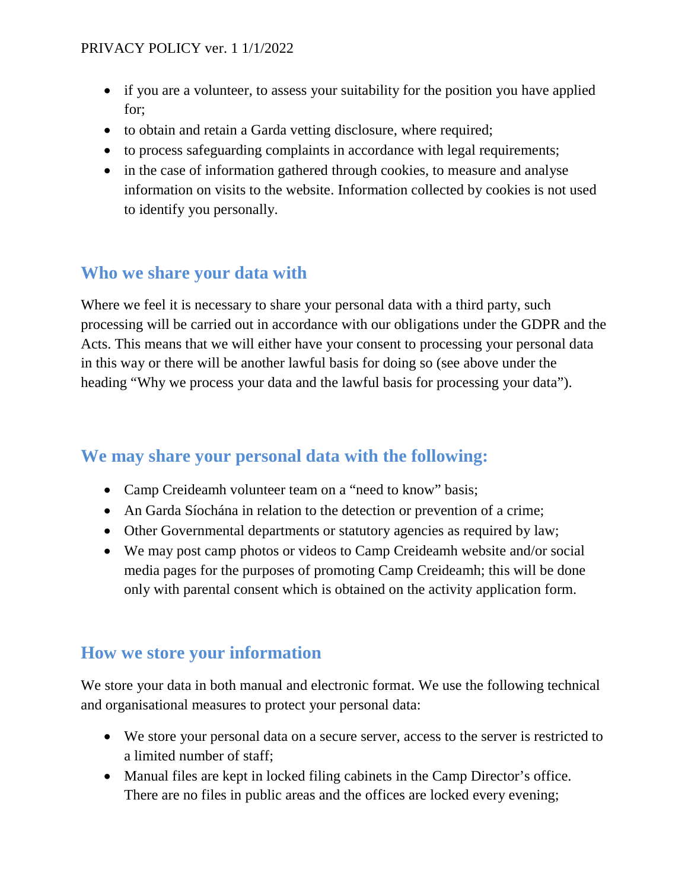- if you are a volunteer, to assess your suitability for the position you have applied for;
- to obtain and retain a Garda vetting disclosure, where required;
- to process safeguarding complaints in accordance with legal requirements;
- in the case of information gathered through cookies, to measure and analyse information on visits to the website. Information collected by cookies is not used to identify you personally.

## Who we share your data with

Where we feel it is necessary to share your personal data with a third party, such processing will be carried out in accordance with our obligations under the GDPR and the Acts. This means that we will either have your consent to processing your personal data in this way or there will be another lawful basis for doing so (see above under the heading "Why we process your data and the lawful basis for processing your data").

## We may share your personal data with the following:

- Camp Creideamh volunteer team on a "need to know" basis;
- An Garda Síochána in relation to the detection or prevention of a crime;
- Other Governmental departments or statutory agencies as required by law;
- We may post camp photos or videos to Camp Creideamh website and/or social media pages for the purposes of promoting Camp Creideamh; this will be done only with parental consent which is obtained on the activity application form.

## How we store your information

We store your data in both manual and electronic format. We use the following technical and organisational measures to protect your personal data:

- We store your personal data on a secure server, access to the server is restricted to a limited number of staff;
- Manual files are kept in locked filing cabinets in the Camp Director's office. There are no files in public areas and the offices are locked every evening;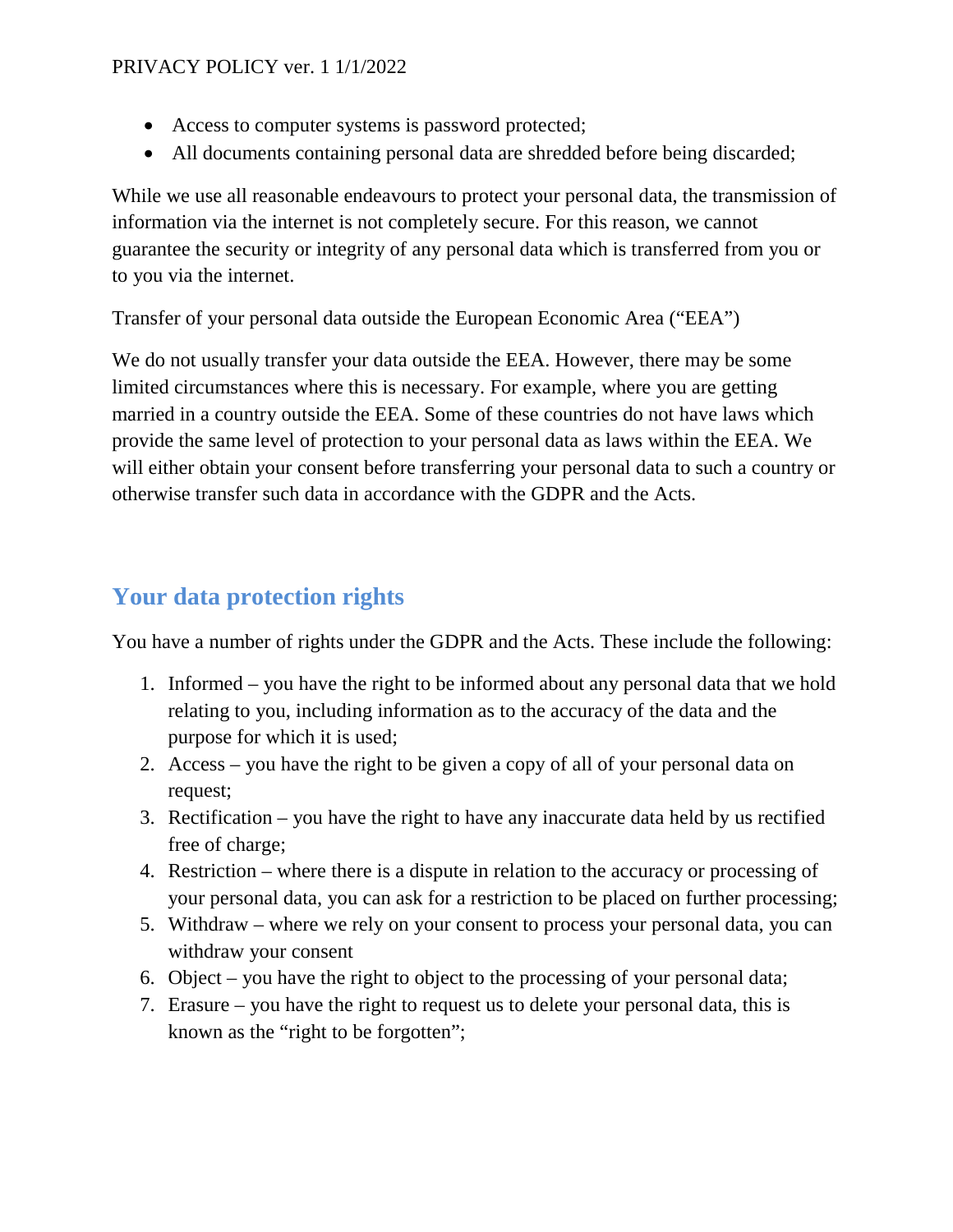- Access to computer systems is password protected;
- All documents containing personal data are shredded before being discarded;

While we use all reasonable endeavours to protect your personal data, the transmission of information via the internet is not completely secure. For this reason, we cannot guarantee the security or integrity of any personal data which is transferred from you or to you via the internet.

Transfer of your personal data outside the European Economic Area ("EEA")

We do not usually transfer your data outside the EEA. However, there may be some limited circumstances where this is necessary. For example, where you are getting married in a country outside the EEA. Some of these countries do not have laws which provide the same level of protection to your personal data as laws within the EEA. We will either obtain your consent before transferring your personal data to such a country or otherwise transfer such data in accordance with the GDPR and the Acts.

## Your data protection rights

You have a number of rights under the GDPR and the Acts. These include the following:

1. Informed – you have the right to be informed about any personal data that we hold relating to you, including information as to the accuracy of the data and the purpose for which it is used;
2. Access – you have the right to be given a copy of all of your personal data on request;
3. Rectification – you have the right to have any inaccurate data held by us rectified free of charge;
4. Restriction – where there is a dispute in relation to the accuracy or processing of your personal data, you can ask for a restriction to be placed on further processing;
5. Withdraw – where we rely on your consent to process your personal data, you can withdraw your consent
6. Object – you have the right to object to the processing of your personal data;
7. Erasure – you have the right to request us to delete your personal data, this is known as the "right to be forgotten";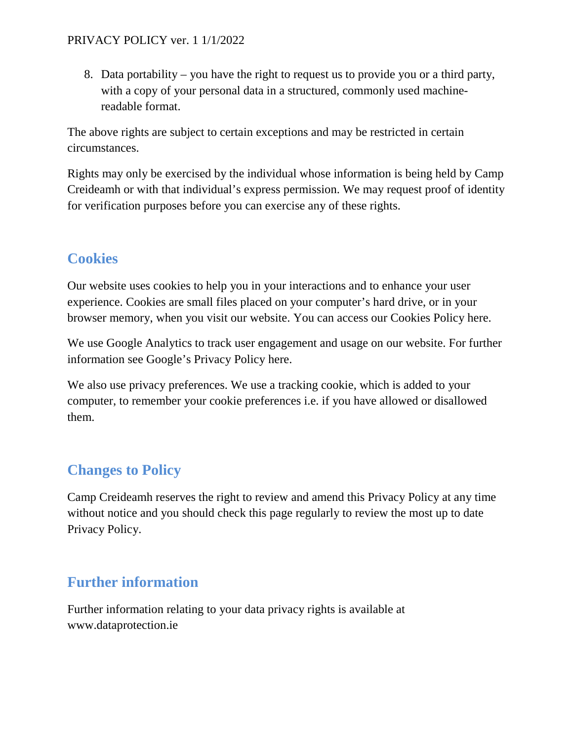8. Data portability – you have the right to request us to provide you or a third party, with a copy of your personal data in a structured, commonly used machine-readable format.

The above rights are subject to certain exceptions and may be restricted in certain circumstances.

Rights may only be exercised by the individual whose information is being held by Camp Creideamh or with that individual's express permission. We may request proof of identity for verification purposes before you can exercise any of these rights.

## Cookies

Our website uses cookies to help you in your interactions and to enhance your user experience. Cookies are small files placed on your computer's hard drive, or in your browser memory, when you visit our website. You can access our Cookies Policy here.

We use Google Analytics to track user engagement and usage on our website. For further information see Google's Privacy Policy here.

We also use privacy preferences. We use a tracking cookie, which is added to your computer, to remember your cookie preferences i.e. if you have allowed or disallowed them.

## Changes to Policy

Camp Creideamh reserves the right to review and amend this Privacy Policy at any time without notice and you should check this page regularly to review the most up to date Privacy Policy.

## Further information

Further information relating to your data privacy rights is available at www.dataprotection.ie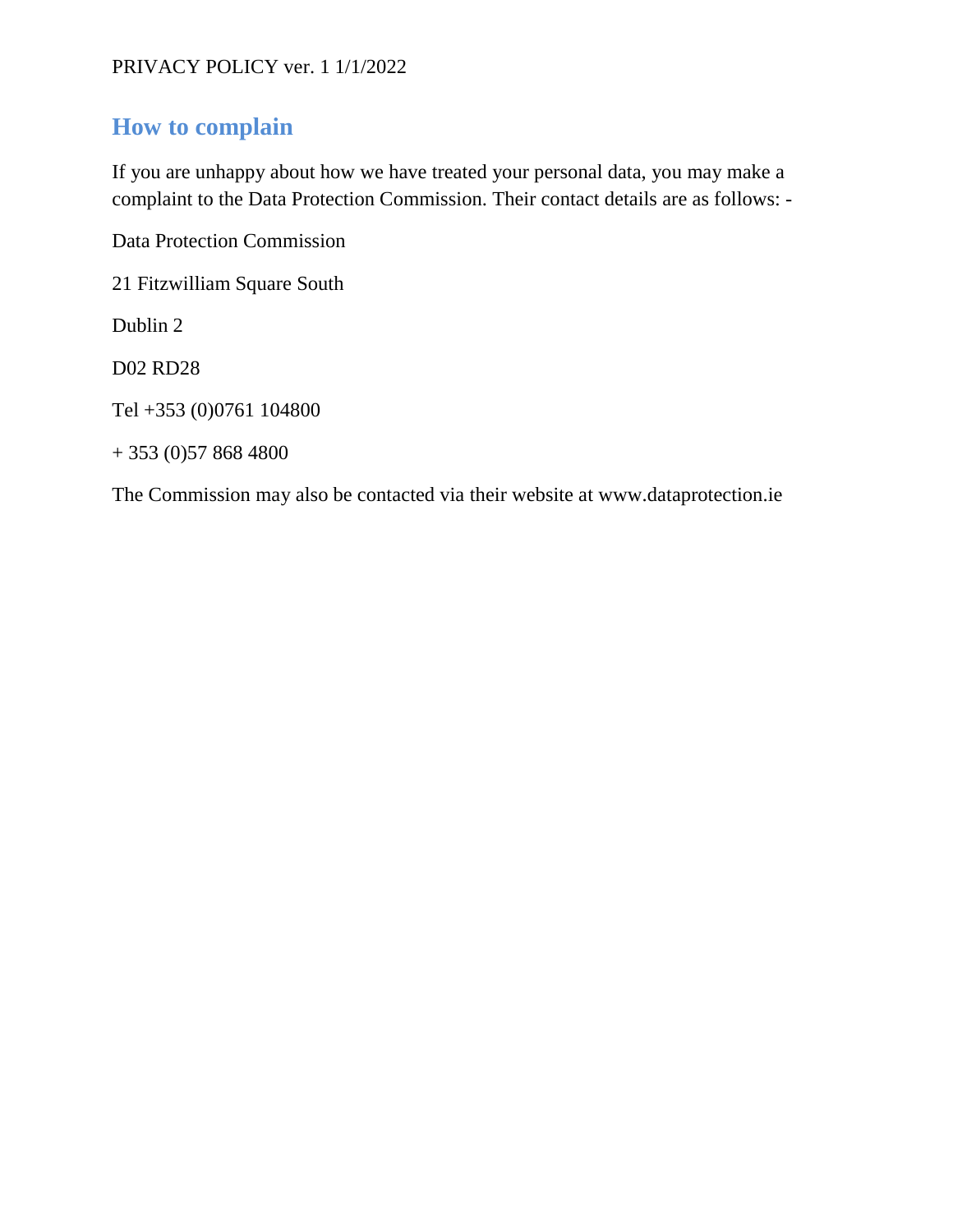## How to complain

If you are unhappy about how we have treated your personal data, you may make a complaint to the Data Protection Commission. Their contact details are as follows: -

Data Protection Commission

21 Fitzwilliam Square South

Dublin 2

D02 RD28

Tel +353 (0)0761 104800

+ 353 (0)57 868 4800

The Commission may also be contacted via their website at www.dataprotection.ie